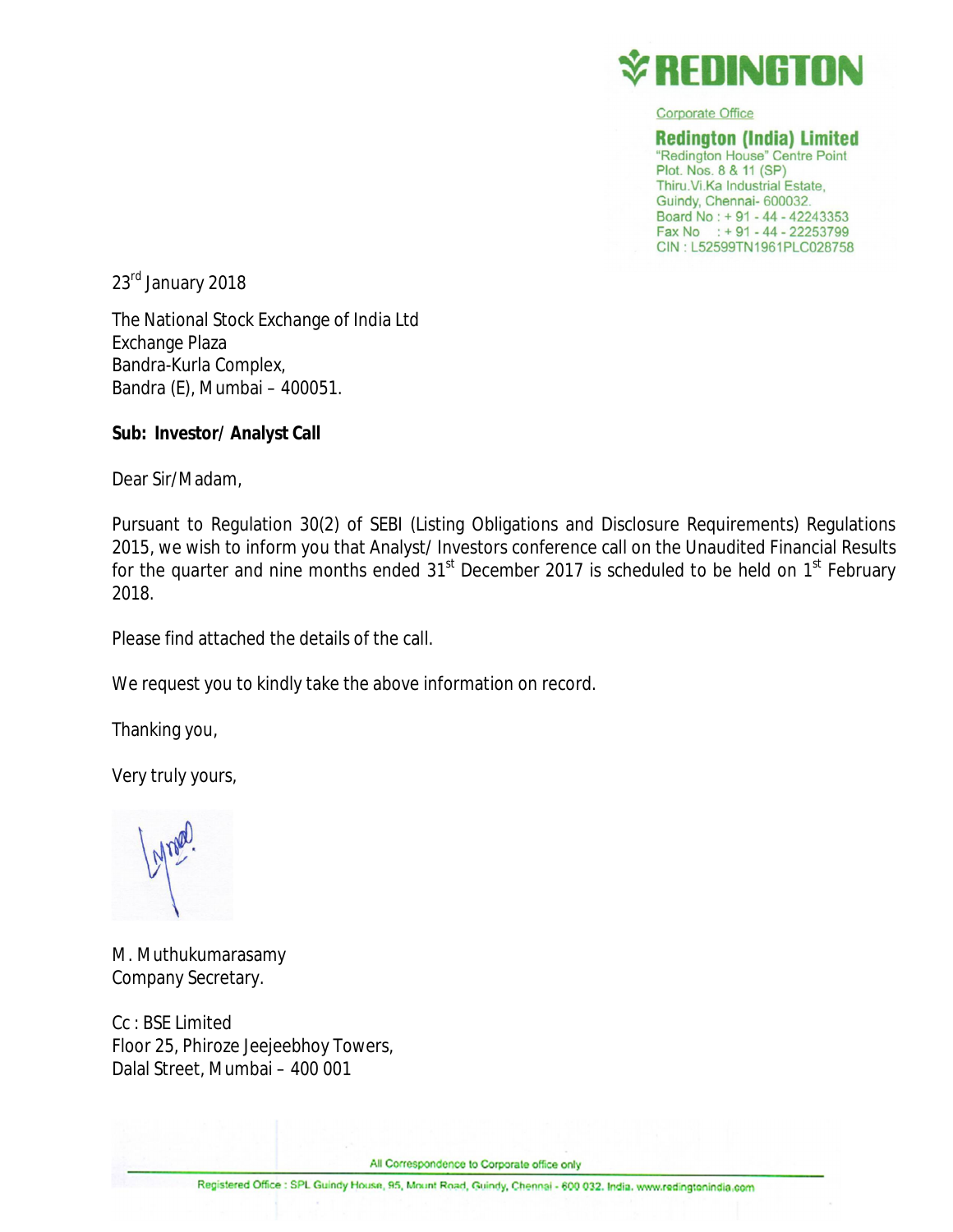**REDINGTON**

Corporate Office

**Redington (India) Limited**
"Redington House" Centre Point
Plot. Nos. 8 & 11 (SP)
Thiru.Vi.Ka Industrial Estate,
Guindy, Chennai- 600032.
Board No : + 91 - 44 - 42243353
Fax No : + 91 - 44 - 22253799
CIN : L52599TN1961PLC028758

23rd January 2018

The National Stock Exchange of India Ltd
Exchange Plaza
Bandra-Kurla Complex,
Bandra (E), Mumbai – 400051.

**Sub: Investor/ Analyst Call**

Dear Sir/Madam,

Pursuant to Regulation 30(2) of SEBI (Listing Obligations and Disclosure Requirements) Regulations 2015, we wish to inform you that Analyst/ Investors conference call on the Unaudited Financial Results for the quarter and nine months ended 31st December 2017 is scheduled to be held on 1st February 2018.

Please find attached the details of the call.

We request you to kindly take the above information on record.

Thanking you,

Very truly yours,

M. Muthukumarasamy
Company Secretary.

Cc : BSE Limited
Floor 25, Phiroze Jeejeebhoy Towers,
Dalal Street, Mumbai – 400 001

All Correspondence to Corporate office only

Registered Office : SPL Guindy House, 95, Mount Road, Guindy, Chennai - 600 032. India. www.redingtonindia.com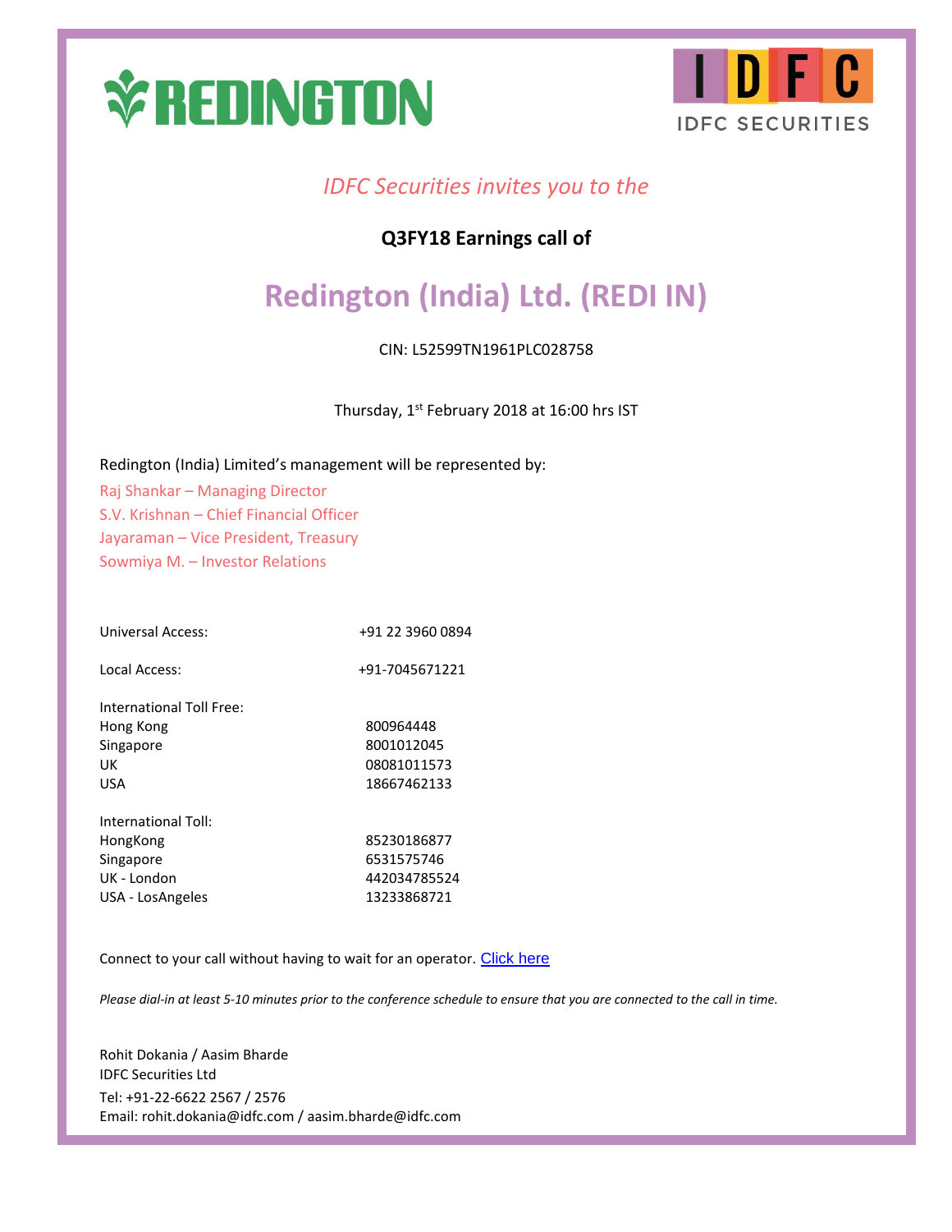REDINGTON

IDFC SECURITIES

*IDFC Securities invites you to the*

**Q3FY18 Earnings call of**

# Redington (India) Ltd. (REDI IN)

CIN: L52599TN1961PLC028758

Thursday, 1st February 2018 at 16:00 hrs IST

Redington (India) Limited's management will be represented by:

Raj Shankar – Managing Director
S.V. Krishnan – Chief Financial Officer
Jayaraman – Vice President, Treasury
Sowmiya M. – Investor Relations

| | |
|---|---|
| Universal Access: | +91 22 3960 0894 |
| Local Access: | +91-7045671221 |
| International Toll Free: | |
| Hong Kong | 800964448 |
| Singapore | 8001012045 |
| UK | 08081011573 |
| USA | 18667462133 |
| International Toll: | |
| HongKong | 85230186877 |
| Singapore | 6531575746 |
| UK - London | 442034785524 |
| USA - LosAngeles | 13233868721 |

Connect to your call without having to wait for an operator. [Click here]

*Please dial-in at least 5-10 minutes prior to the conference schedule to ensure that you are connected to the call in time.*

Rohit Dokania / Aasim Bharde
IDFC Securities Ltd
Tel: +91-22-6622 2567 / 2576
Email: rohit.dokania@idfc.com / aasim.bharde@idfc.com